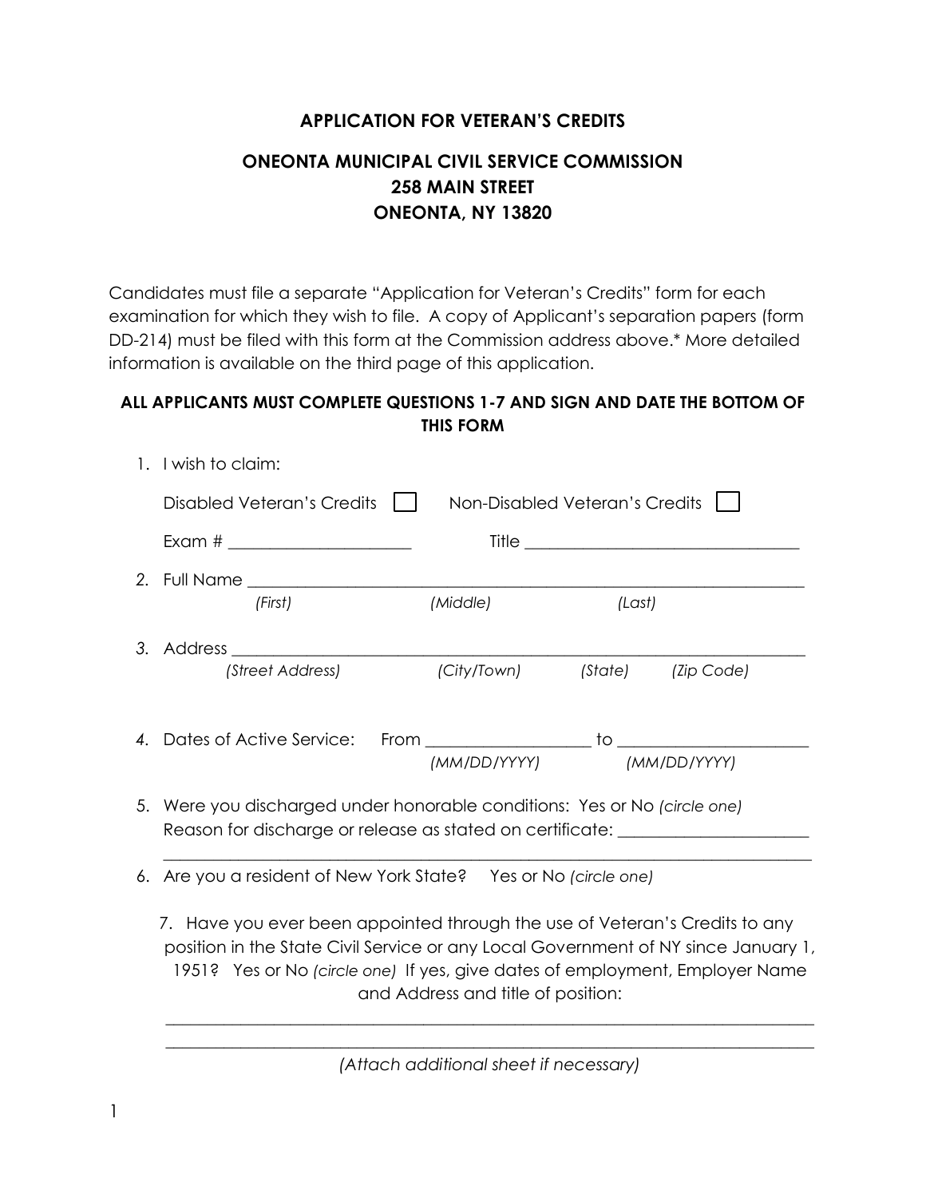# APPLICATION FOR VETERAN'S CREDITS

## ONEONTA MUNICIPAL CIVIL SERVICE COMMISSION
## 258 MAIN STREET
## ONEONTA, NY 13820

Candidates must file a separate "Application for Veteran's Credits" form for each examination for which they wish to file. A copy of Applicant's separation papers (form DD-214) must be filed with this form at the Commission address above.* More detailed information is available on the third page of this application.

**ALL APPLICANTS MUST COMPLETE QUESTIONS 1-7 AND SIGN AND DATE THE BOTTOM OF THIS FORM**

1. I wish to claim:

   Disabled Veteran's Credits ☐ Non-Disabled Veteran's Credits ☐

   Exam # ____________________ Title ______________________________

2. Full Name ____________________________________________________________

   *(First)* *(Middle)* *(Last)*

3. Address ______________________________________________________________

   *(Street Address)* *(City/Town)* *(State)* *(Zip Code)*

4. Dates of Active Service: From __________________ to ____________________

   *(MM/DD/YYYY)* *(MM/DD/YYYY)*

5. Were you discharged under honorable conditions: Yes or No *(circle one)*
   Reason for discharge or release as stated on certificate: ____________________

   ______________________________________________________________________

6. Are you a resident of New York State? Yes or No *(circle one)*

7. Have you ever been appointed through the use of Veteran's Credits to any position in the State Civil Service or any Local Government of NY since January 1, 1951? Yes or No *(circle one)* If yes, give dates of employment, Employer Name and Address and title of position:

   ______________________________________________________________________

   ______________________________________________________________________

   *(Attach additional sheet if necessary)*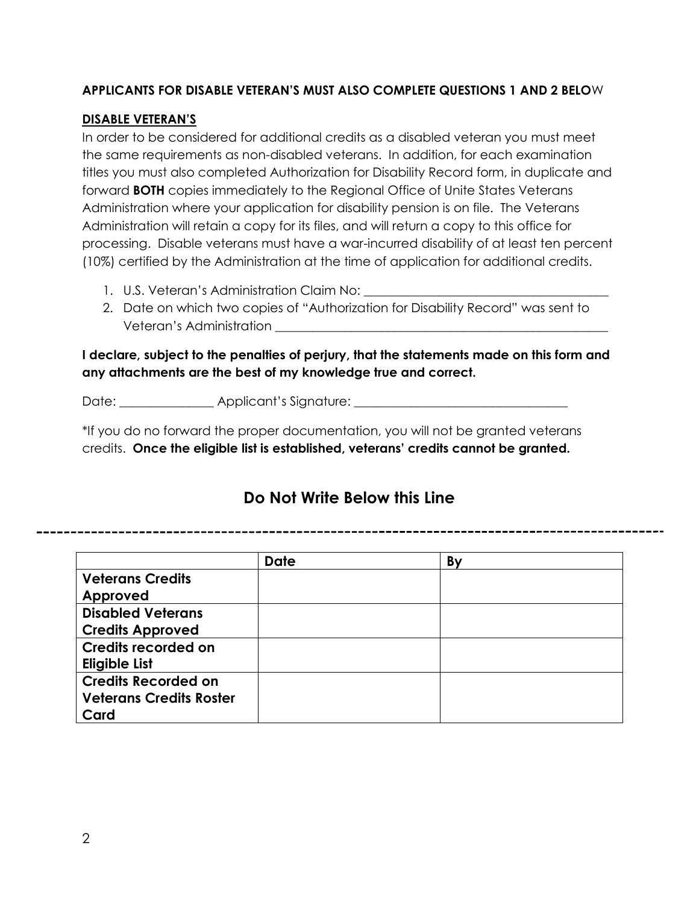**APPLICANTS FOR DISABLE VETERAN'S MUST ALSO COMPLETE QUESTIONS 1 AND 2 BELOW**

**DISABLE VETERAN'S**

In order to be considered for additional credits as a disabled veteran you must meet the same requirements as non-disabled veterans. In addition, for each examination titles you must also completed Authorization for Disability Record form, in duplicate and forward **BOTH** copies immediately to the Regional Office of Unite States Veterans Administration where your application for disability pension is on file. The Veterans Administration will retain a copy for its files, and will return a copy to this office for processing. Disable veterans must have a war-incurred disability of at least ten percent (10%) certified by the Administration at the time of application for additional credits.

1. U.S. Veteran's Administration Claim No: ________________________________________
2. Date on which two copies of "Authorization for Disability Record" was sent to Veteran's Administration ________________________________________________________

**I declare, subject to the penalties of perjury, that the statements made on this form and any attachments are the best of my knowledge true and correct.**

Date: _______________ Applicant's Signature: ___________________________________

*If you do no forward the proper documentation, you will not be granted veterans credits. **Once the eligible list is established, veterans' credits cannot be granted.**

## Do Not Write Below this Line

---

| | **Date** | **By** |
|---|---|---|
| **Veterans Credits Approved** | | |
| **Disabled Veterans Credits Approved** | | |
| **Credits recorded on Eligible List** | | |
| **Credits Recorded on Veterans Credits Roster Card** | | |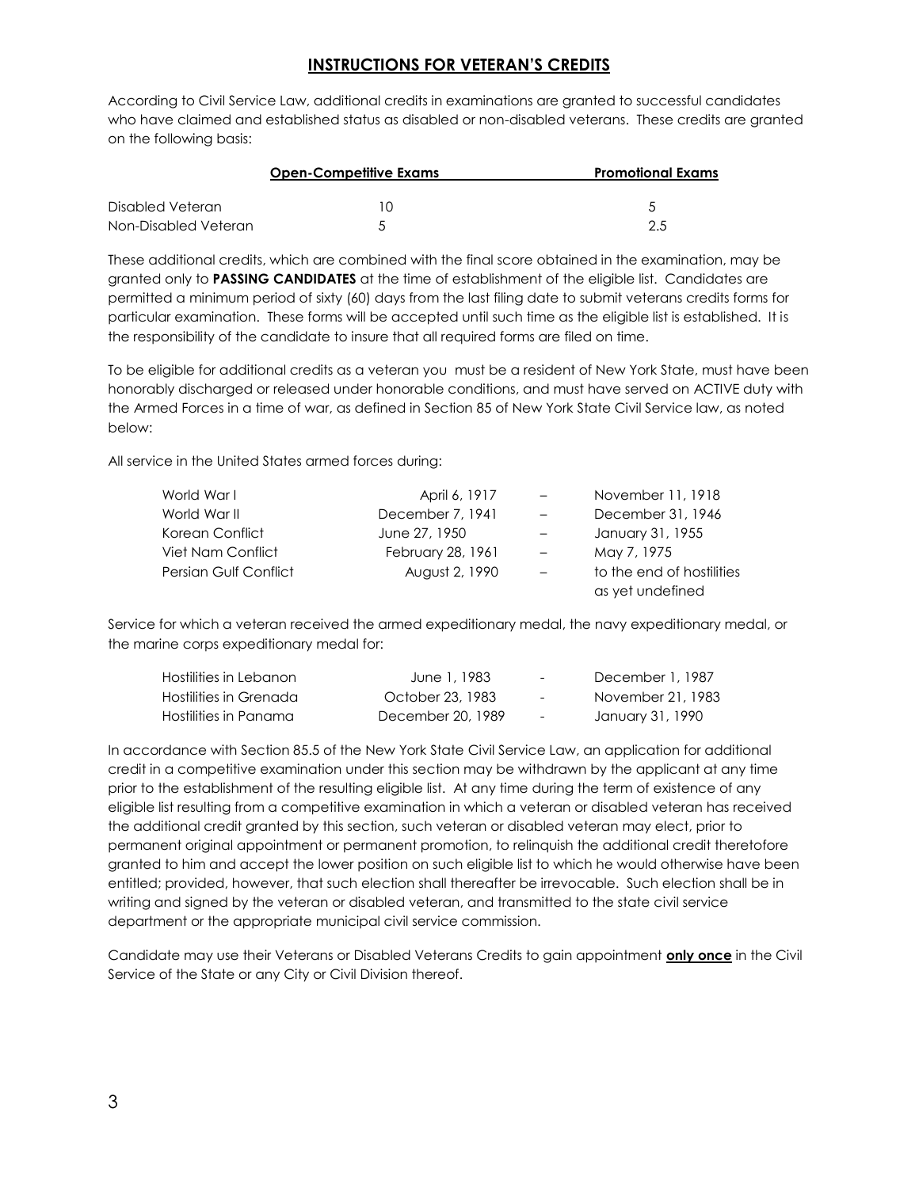## INSTRUCTIONS FOR VETERAN'S CREDITS

According to Civil Service Law, additional credits in examinations are granted to successful candidates who have claimed and established status as disabled or non-disabled veterans. These credits are granted on the following basis:

| | Open-Competitive Exams | Promotional Exams |
|---|---|---|
| Disabled Veteran | 10 | 5 |
| Non-Disabled Veteran | 5 | 2.5 |

These additional credits, which are combined with the final score obtained in the examination, may be granted only to **PASSING CANDIDATES** at the time of establishment of the eligible list. Candidates are permitted a minimum period of sixty (60) days from the last filing date to submit veterans credits forms for particular examination. These forms will be accepted until such time as the eligible list is established. It is the responsibility of the candidate to insure that all required forms are filed on time.

To be eligible for additional credits as a veteran you must be a resident of New York State, must have been honorably discharged or released under honorable conditions, and must have served on ACTIVE duty with the Armed Forces in a time of war, as defined in Section 85 of New York State Civil Service law, as noted below:

All service in the United States armed forces during:

| | | | |
|---|---|---|---|
| World War I | April 6, 1917 | – | November 11, 1918 |
| World War II | December 7, 1941 | – | December 31, 1946 |
| Korean Conflict | June 27, 1950 | – | January 31, 1955 |
| Viet Nam Conflict | February 28, 1961 | – | May 7, 1975 |
| Persian Gulf Conflict | August 2, 1990 | – | to the end of hostilities as yet undefined |

Service for which a veteran received the armed expeditionary medal, the navy expeditionary medal, or the marine corps expeditionary medal for:

| | | | |
|---|---|---|---|
| Hostilities in Lebanon | June 1, 1983 | - | December 1, 1987 |
| Hostilities in Grenada | October 23, 1983 | - | November 21, 1983 |
| Hostilities in Panama | December 20, 1989 | - | January 31, 1990 |

In accordance with Section 85.5 of the New York State Civil Service Law, an application for additional credit in a competitive examination under this section may be withdrawn by the applicant at any time prior to the establishment of the resulting eligible list. At any time during the term of existence of any eligible list resulting from a competitive examination in which a veteran or disabled veteran has received the additional credit granted by this section, such veteran or disabled veteran may elect, prior to permanent original appointment or permanent promotion, to relinquish the additional credit theretofore granted to him and accept the lower position on such eligible list to which he would otherwise have been entitled; provided, however, that such election shall thereafter be irrevocable. Such election shall be in writing and signed by the veteran or disabled veteran, and transmitted to the state civil service department or the appropriate municipal civil service commission.

Candidate may use their Veterans or Disabled Veterans Credits to gain appointment **only once** in the Civil Service of the State or any City or Civil Division thereof.